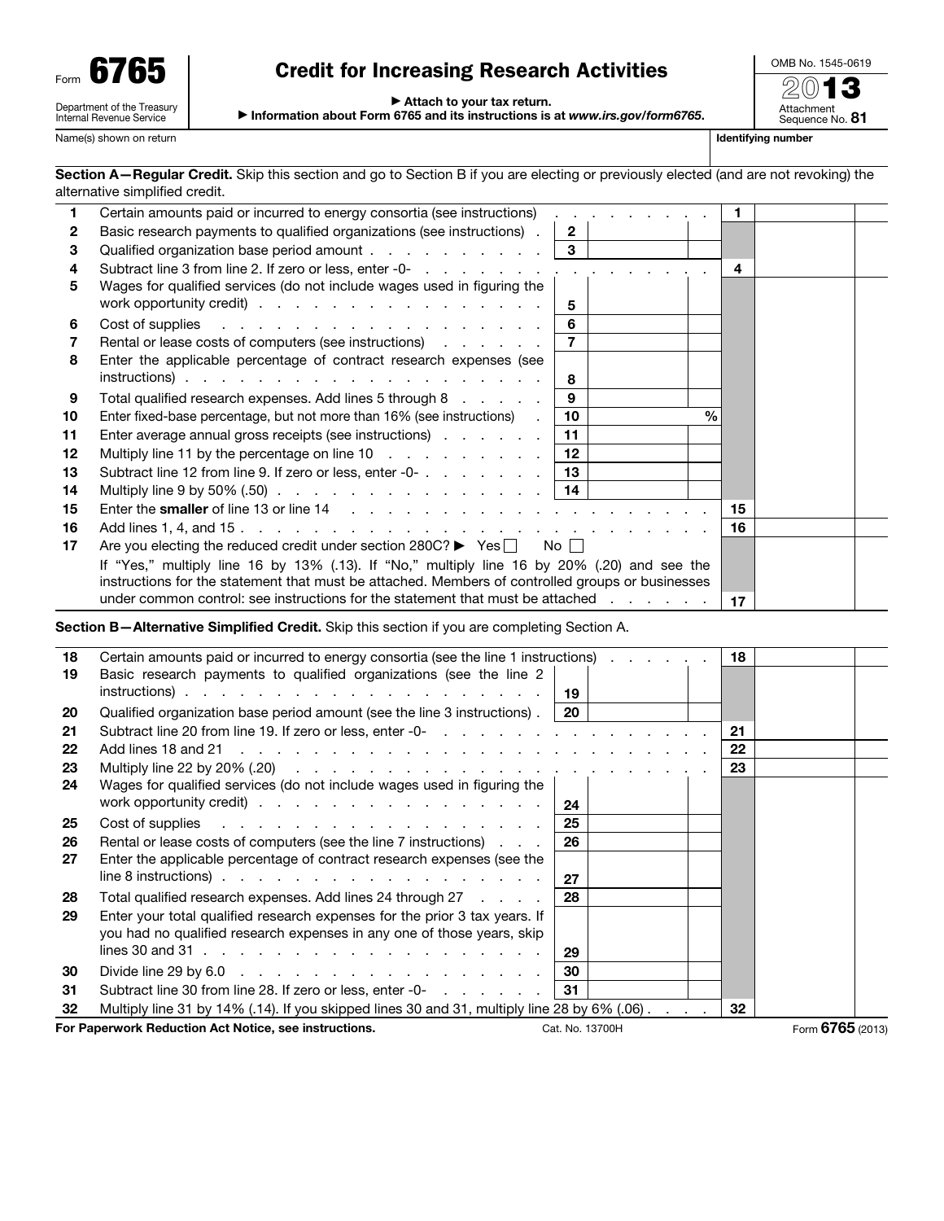Form **6765**

Department of the Treasury
Internal Revenue Service

# Credit for Increasing Research Activities

▶ Attach to your tax return.

▶ Information about Form 6765 and its instructions is at *www.irs.gov/form6765*.

OMB No. 1545-0619

2013

Attachment Sequence No. **81**

Name(s) shown on return | Identifying number

**Section A—Regular Credit.** Skip this section and go to Section B if you are electing or previously elected (and are not revoking) the alternative simplified credit.

| | | | | | |
|---|---|---|---|---|---|
| 1 | Certain amounts paid or incurred to energy consortia (see instructions) | | | 1 | |
| 2 | Basic research payments to qualified organizations (see instructions) | 2 | | | |
| 3 | Qualified organization base period amount | 3 | | | |
| 4 | Subtract line 3 from line 2. If zero or less, enter -0- | | | 4 | |
| 5 | Wages for qualified services (do not include wages used in figuring the work opportunity credit) | 5 | | | |
| 6 | Cost of supplies | 6 | | | |
| 7 | Rental or lease costs of computers (see instructions) | 7 | | | |
| 8 | Enter the applicable percentage of contract research expenses (see instructions) | 8 | | | |
| 9 | Total qualified research expenses. Add lines 5 through 8 | 9 | | | |
| 10 | Enter fixed-base percentage, but not more than 16% (see instructions) | 10 | % | | |
| 11 | Enter average annual gross receipts (see instructions) | 11 | | | |
| 12 | Multiply line 11 by the percentage on line 10 | 12 | | | |
| 13 | Subtract line 12 from line 9. If zero or less, enter -0- | 13 | | | |
| 14 | Multiply line 9 by 50% (.50) | 14 | | | |
| 15 | Enter the **smaller** of line 13 or line 14 | | | 15 | |
| 16 | Add lines 1, 4, and 15 | | | 16 | |
| 17 | Are you electing the reduced credit under section 280C? ▶ Yes ☐ No ☐<br>If "Yes," multiply line 16 by 13% (.13). If "No," multiply line 16 by 20% (.20) and see the instructions for the statement that must be attached. Members of controlled groups or businesses under common control: see instructions for the statement that must be attached | | | 17 | |

**Section B—Alternative Simplified Credit.** Skip this section if you are completing Section A.

| | | | | | |
|---|---|---|---|---|---|
| 18 | Certain amounts paid or incurred to energy consortia (see the line 1 instructions) | | | 18 | |
| 19 | Basic research payments to qualified organizations (see the line 2 instructions) | 19 | | | |
| 20 | Qualified organization base period amount (see the line 3 instructions) | 20 | | | |
| 21 | Subtract line 20 from line 19. If zero or less, enter -0- | | | 21 | |
| 22 | Add lines 18 and 21 | | | 22 | |
| 23 | Multiply line 22 by 20% (.20) | | | 23 | |
| 24 | Wages for qualified services (do not include wages used in figuring the work opportunity credit) | 24 | | | |
| 25 | Cost of supplies | 25 | | | |
| 26 | Rental or lease costs of computers (see the line 7 instructions) | 26 | | | |
| 27 | Enter the applicable percentage of contract research expenses (see the line 8 instructions) | 27 | | | |
| 28 | Total qualified research expenses. Add lines 24 through 27 | 28 | | | |
| 29 | Enter your total qualified research expenses for the prior 3 tax years. If you had no qualified research expenses in any one of those years, skip lines 30 and 31 | 29 | | | |
| 30 | Divide line 29 by 6.0 | 30 | | | |
| 31 | Subtract line 30 from line 28. If zero or less, enter -0- | 31 | | | |
| 32 | Multiply line 31 by 14% (.14). If you skipped lines 30 and 31, multiply line 28 by 6% (.06) | | | 32 | |

**For Paperwork Reduction Act Notice, see instructions.** Cat. No. 13700H Form **6765** (2013)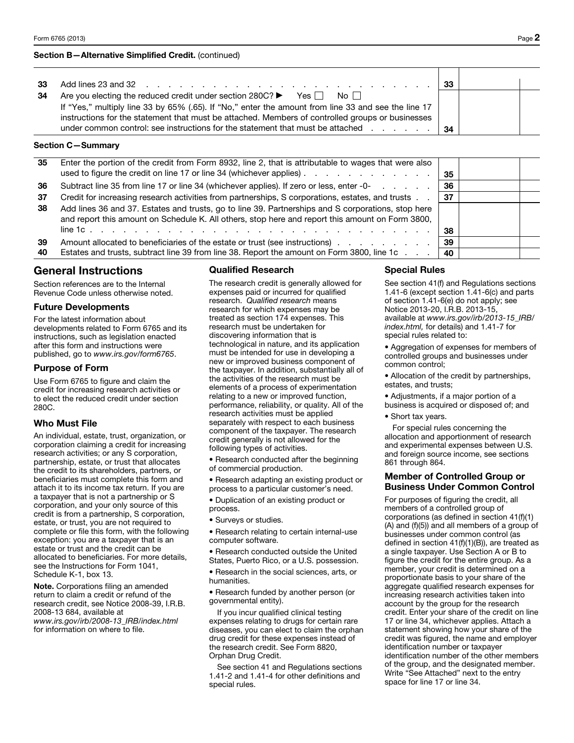**Section B—Alternative Simplified Credit.** (continued)

| | | | |
|---|---|---|---|
| 33 | Add lines 23 and 32 | 33 | |
| 34 | Are you electing the reduced credit under section 280C? ▶ Yes ☐ No ☐ If "Yes," multiply line 33 by 65% (.65). If "No," enter the amount from line 33 and see the line 17 instructions for the statement that must be attached. Members of controlled groups or businesses under common control: see instructions for the statement that must be attached | 34 | |

**Section C—Summary**

| | | | |
|---|---|---|---|
| 35 | Enter the portion of the credit from Form 8932, line 2, that is attributable to wages that were also used to figure the credit on line 17 or line 34 (whichever applies) | 35 | |
| 36 | Subtract line 35 from line 17 or line 34 (whichever applies). If zero or less, enter -0- | 36 | |
| 37 | Credit for increasing research activities from partnerships, S corporations, estates, and trusts | 37 | |
| 38 | Add lines 36 and 37. Estates and trusts, go to line 39. Partnerships and S corporations, stop here and report this amount on Schedule K. All others, stop here and report this amount on Form 3800, line 1c | 38 | |
| 39 | Amount allocated to beneficiaries of the estate or trust (see instructions) | 39 | |
| 40 | Estates and trusts, subtract line 39 from line 38. Report the amount on Form 3800, line 1c | 40 | |

## General Instructions

Section references are to the Internal Revenue Code unless otherwise noted.

### Future Developments

For the latest information about developments related to Form 6765 and its instructions, such as legislation enacted after this form and instructions were published, go to *www.irs.gov/form6765*.

### Purpose of Form

Use Form 6765 to figure and claim the credit for increasing research activities or to elect the reduced credit under section 280C.

### Who Must File

An individual, estate, trust, organization, or corporation claiming a credit for increasing research activities; or any S corporation, partnership, estate, or trust that allocates the credit to its shareholders, partners, or beneficiaries must complete this form and attach it to its income tax return. If you are a taxpayer that is not a partnership or S corporation, and your only source of this credit is from a partnership, S corporation, estate, or trust, you are not required to complete or file this form, with the following exception: you are a taxpayer that is an estate or trust and the credit can be allocated to beneficiaries. For more details, see the Instructions for Form 1041, Schedule K-1, box 13.

**Note.** Corporations filing an amended return to claim a credit or refund of the research credit, see Notice 2008-39, I.R.B. 2008-13 684, available at *www.irs.gov/irb/2008-13_IRB/index.html* for information on where to file.

### Qualified Research

The research credit is generally allowed for expenses paid or incurred for qualified research. *Qualified research* means research for which expenses may be treated as section 174 expenses. This research must be undertaken for discovering information that is technological in nature, and its application must be intended for use in developing a new or improved business component of the taxpayer. In addition, substantially all of the activities of the research must be elements of a process of experimentation relating to a new or improved function, performance, reliability, or quality. All of the research activities must be applied separately with respect to each business component of the taxpayer. The research credit generally is not allowed for the following types of activities.

- Research conducted after the beginning of commercial production.
- Research adapting an existing product or process to a particular customer's need.
- Duplication of an existing product or process.
- Surveys or studies.
- Research relating to certain internal-use computer software.
- Research conducted outside the United States, Puerto Rico, or a U.S. possession.
- Research in the social sciences, arts, or humanities.
- Research funded by another person (or governmental entity).

If you incur qualified clinical testing expenses relating to drugs for certain rare diseases, you can elect to claim the orphan drug credit for these expenses instead of the research credit. See Form 8820, Orphan Drug Credit.

See section 41 and Regulations sections 1.41-2 and 1.41-4 for other definitions and special rules.

### Special Rules

See section 41(f) and Regulations sections 1.41-6 (except section 1.41-6(c) and parts of section 1.41-6(e) do not apply; see Notice 2013-20, I.R.B. 2013-15, available at *www.irs.gov/irb/2013-15_IRB/index.html,* for details) and 1.41-7 for special rules related to:

- Aggregation of expenses for members of controlled groups and businesses under common control;
- Allocation of the credit by partnerships, estates, and trusts;
- Adjustments, if a major portion of a business is acquired or disposed of; and
- Short tax years.

For special rules concerning the allocation and apportionment of research and experimental expenses between U.S. and foreign source income, see sections 861 through 864.

### Member of Controlled Group or Business Under Common Control

For purposes of figuring the credit, all members of a controlled group of corporations (as defined in section 41(f)(1)(A) and (f)(5)) and all members of a group of businesses under common control (as defined in section 41(f)(1)(B)), are treated as a single taxpayer. Use Section A or B to figure the credit for the entire group. As a member, your credit is determined on a proportionate basis to your share of the aggregate qualified research expenses for increasing research activities taken into account by the group for the research credit. Enter your share of the credit on line 17 or line 34, whichever applies. Attach a statement showing how your share of the credit was figured, the name and employer identification number or taxpayer identification number of the other members of the group, and the designated member. Write "See Attached" next to the entry space for line 17 or line 34.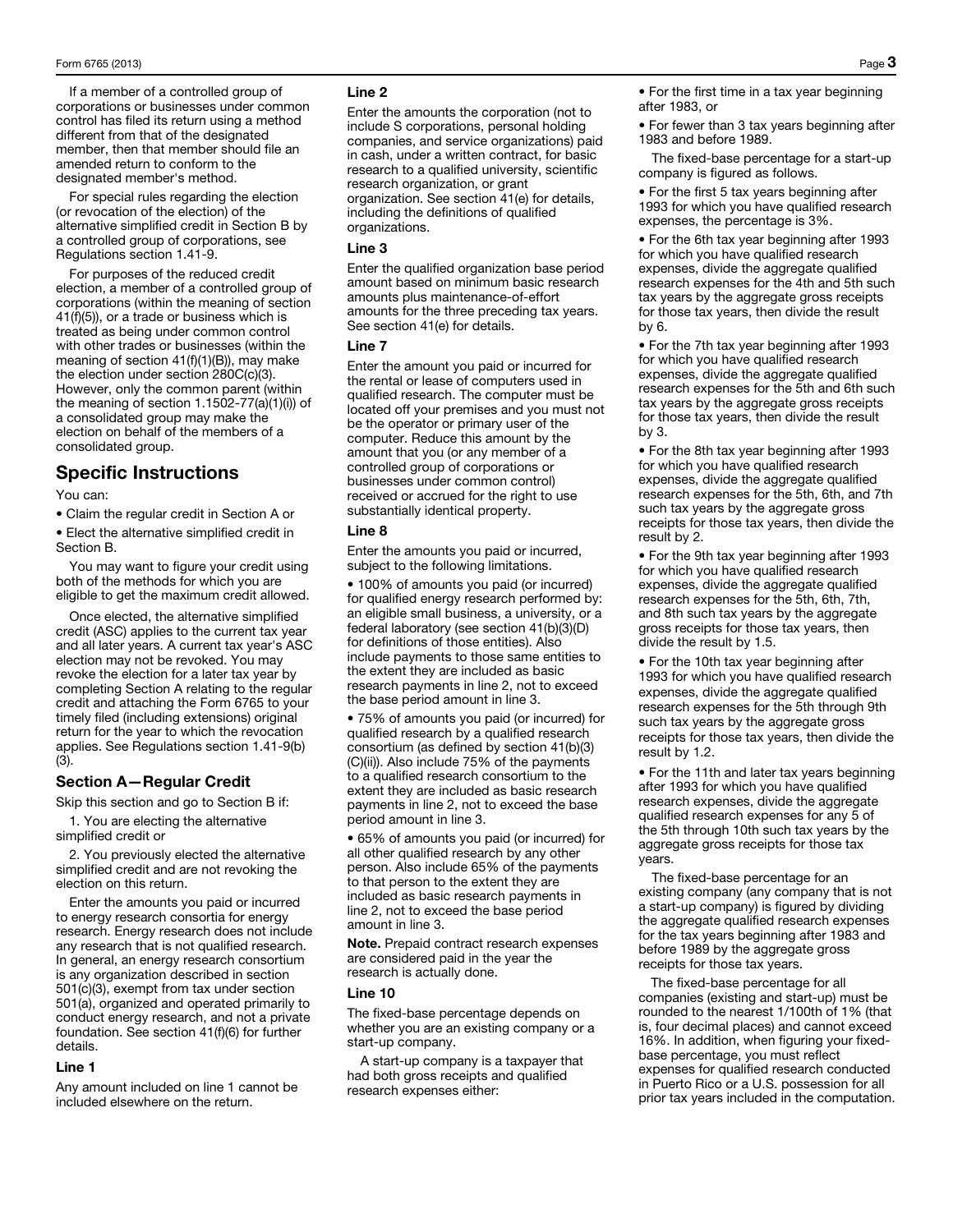If a member of a controlled group of corporations or businesses under common control has filed its return using a method different from that of the designated member, then that member should file an amended return to conform to the designated member's method.

For special rules regarding the election (or revocation of the election) of the alternative simplified credit in Section B by a controlled group of corporations, see Regulations section 1.41-9.

For purposes of the reduced credit election, a member of a controlled group of corporations (within the meaning of section 41(f)(5)), or a trade or business which is treated as being under common control with other trades or businesses (within the meaning of section 41(f)(1)(B)), may make the election under section 280C(c)(3). However, only the common parent (within the meaning of section 1.1502-77(a)(1)(i)) of a consolidated group may make the election on behalf of the members of a consolidated group.

## Specific Instructions

You can:

- Claim the regular credit in Section A or
- Elect the alternative simplified credit in Section B.

You may want to figure your credit using both of the methods for which you are eligible to get the maximum credit allowed.

Once elected, the alternative simplified credit (ASC) applies to the current tax year and all later years. A current tax year's ASC election may not be revoked. You may revoke the election for a later tax year by completing Section A relating to the regular credit and attaching the Form 6765 to your timely filed (including extensions) original return for the year to which the revocation applies. See Regulations section 1.41-9(b)(3).

### Section A—Regular Credit

Skip this section and go to Section B if:

1. You are electing the alternative simplified credit or

2. You previously elected the alternative simplified credit and are not revoking the election on this return.

Enter the amounts you paid or incurred to energy research consortia for energy research. Energy research does not include any research that is not qualified research. In general, an energy research consortium is any organization described in section 501(c)(3), exempt from tax under section 501(a), organized and operated primarily to conduct energy research, and not a private foundation. See section 41(f)(6) for further details.

#### Line 1

Any amount included on line 1 cannot be included elsewhere on the return.

#### Line 2

Enter the amounts the corporation (not to include S corporations, personal holding companies, and service organizations) paid in cash, under a written contract, for basic research to a qualified university, scientific research organization, or grant organization. See section 41(e) for details, including the definitions of qualified organizations.

#### Line 3

Enter the qualified organization base period amount based on minimum basic research amounts plus maintenance-of-effort amounts for the three preceding tax years. See section 41(e) for details.

#### Line 7

Enter the amount you paid or incurred for the rental or lease of computers used in qualified research. The computer must be located off your premises and you must not be the operator or primary user of the computer. Reduce this amount by the amount that you (or any member of a controlled group of corporations or businesses under common control) received or accrued for the right to use substantially identical property.

#### Line 8

Enter the amounts you paid or incurred, subject to the following limitations.

- 100% of amounts you paid (or incurred) for qualified energy research performed by: an eligible small business, a university, or a federal laboratory (see section 41(b)(3)(D) for definitions of those entities). Also include payments to those same entities to the extent they are included as basic research payments in line 2, not to exceed the base period amount in line 3.
- 75% of amounts you paid (or incurred) for qualified research by a qualified research consortium (as defined by section 41(b)(3)(C)(ii)). Also include 75% of the payments to a qualified research consortium to the extent they are included as basic research payments in line 2, not to exceed the base period amount in line 3.
- 65% of amounts you paid (or incurred) for all other qualified research by any other person. Also include 65% of the payments to that person to the extent they are included as basic research payments in line 2, not to exceed the base period amount in line 3.

**Note.** Prepaid contract research expenses are considered paid in the year the research is actually done.

#### Line 10

The fixed-base percentage depends on whether you are an existing company or a start-up company.

A start-up company is a taxpayer that had both gross receipts and qualified research expenses either:

- For the first time in a tax year beginning after 1983, or
- For fewer than 3 tax years beginning after 1983 and before 1989.

The fixed-base percentage for a start-up company is figured as follows.

- For the first 5 tax years beginning after 1993 for which you have qualified research expenses, the percentage is 3%.
- For the 6th tax year beginning after 1993 for which you have qualified research expenses, divide the aggregate qualified research expenses for the 4th and 5th such tax years by the aggregate gross receipts for those tax years, then divide the result by 6.
- For the 7th tax year beginning after 1993 for which you have qualified research expenses, divide the aggregate qualified research expenses for the 5th and 6th such tax years by the aggregate gross receipts for those tax years, then divide the result by 3.
- For the 8th tax year beginning after 1993 for which you have qualified research expenses, divide the aggregate qualified research expenses for the 5th, 6th, and 7th such tax years by the aggregate gross receipts for those tax years, then divide the result by 2.
- For the 9th tax year beginning after 1993 for which you have qualified research expenses, divide the aggregate qualified research expenses for the 5th, 6th, 7th, and 8th such tax years by the aggregate gross receipts for those tax years, then divide the result by 1.5.
- For the 10th tax year beginning after 1993 for which you have qualified research expenses, divide the aggregate qualified research expenses for the 5th through 9th such tax years by the aggregate gross receipts for those tax years, then divide the result by 1.2.
- For the 11th and later tax years beginning after 1993 for which you have qualified research expenses, divide the aggregate qualified research expenses for any 5 of the 5th through 10th such tax years by the aggregate gross receipts for those tax years.

The fixed-base percentage for an existing company (any company that is not a start-up company) is figured by dividing the aggregate qualified research expenses for the tax years beginning after 1983 and before 1989 by the aggregate gross receipts for those tax years.

The fixed-base percentage for all companies (existing and start-up) must be rounded to the nearest 1/100th of 1% (that is, four decimal places) and cannot exceed 16%. In addition, when figuring your fixed-base percentage, you must reflect expenses for qualified research conducted in Puerto Rico or a U.S. possession for all prior tax years included in the computation.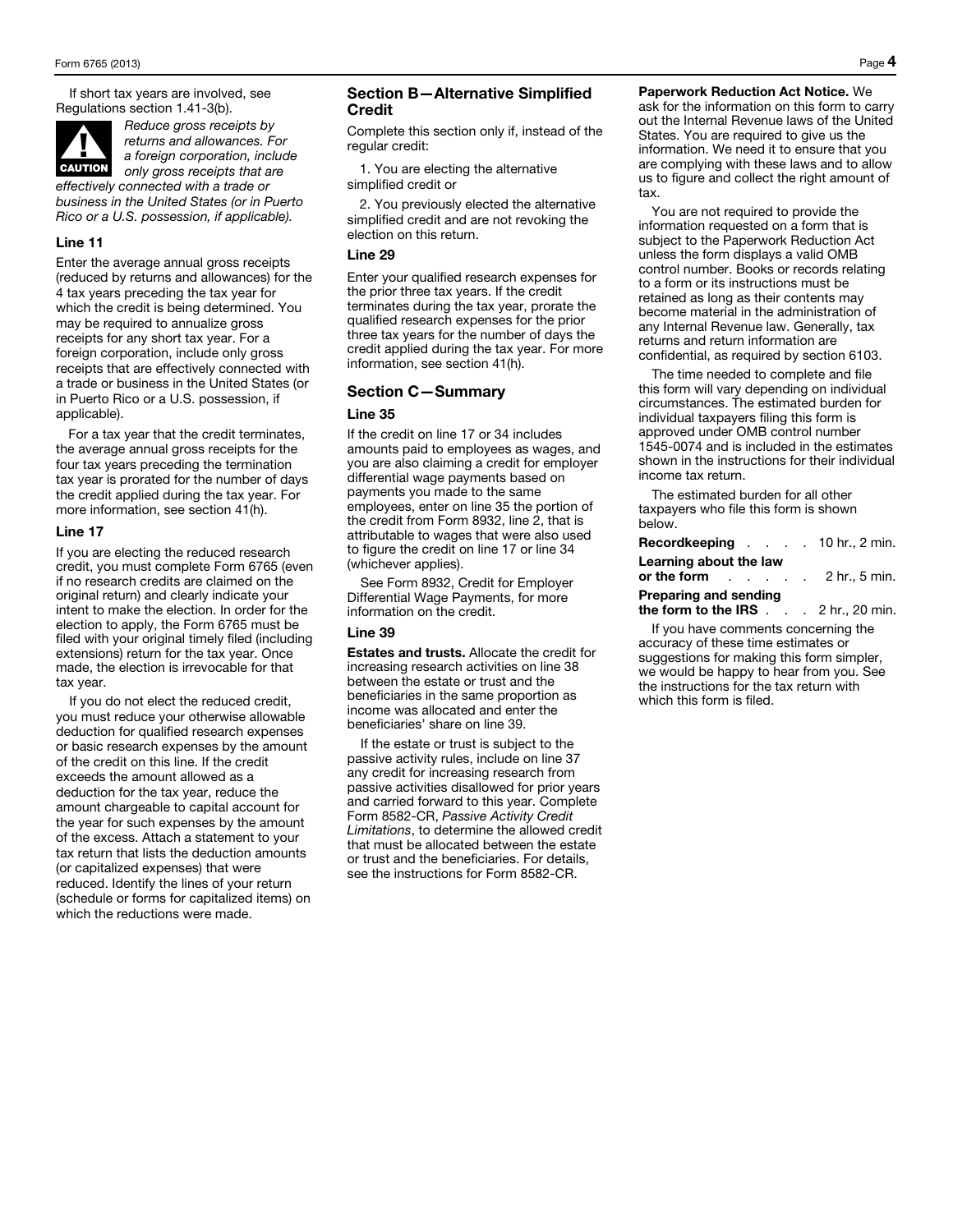If short tax years are involved, see Regulations section 1.41-3(b).

**CAUTION** *Reduce gross receipts by returns and allowances. For a foreign corporation, include only gross receipts that are effectively connected with a trade or business in the United States (or in Puerto Rico or a U.S. possession, if applicable).*

### Line 11

Enter the average annual gross receipts (reduced by returns and allowances) for the 4 tax years preceding the tax year for which the credit is being determined. You may be required to annualize gross receipts for any short tax year. For a foreign corporation, include only gross receipts that are effectively connected with a trade or business in the United States (or in Puerto Rico or a U.S. possession, if applicable).

For a tax year that the credit terminates, the average annual gross receipts for the four tax years preceding the termination tax year is prorated for the number of days the credit applied during the tax year. For more information, see section 41(h).

### Line 17

If you are electing the reduced research credit, you must complete Form 6765 (even if no research credits are claimed on the original return) and clearly indicate your intent to make the election. In order for the election to apply, the Form 6765 must be filed with your original timely filed (including extensions) return for the tax year. Once made, the election is irrevocable for that tax year.

If you do not elect the reduced credit, you must reduce your otherwise allowable deduction for qualified research expenses or basic research expenses by the amount of the credit on this line. If the credit exceeds the amount allowed as a deduction for the tax year, reduce the amount chargeable to capital account for the year for such expenses by the amount of the excess. Attach a statement to your tax return that lists the deduction amounts (or capitalized expenses) that were reduced. Identify the lines of your return (schedule or forms for capitalized items) on which the reductions were made.

## Section B—Alternative Simplified Credit

Complete this section only if, instead of the regular credit:

1. You are electing the alternative simplified credit or

2. You previously elected the alternative simplified credit and are not revoking the election on this return.

### Line 29

Enter your qualified research expenses for the prior three tax years. If the credit terminates during the tax year, prorate the qualified research expenses for the prior three tax years for the number of days the credit applied during the tax year. For more information, see section 41(h).

## Section C—Summary

### Line 35

If the credit on line 17 or 34 includes amounts paid to employees as wages, and you are also claiming a credit for employer differential wage payments based on payments you made to the same employees, enter on line 35 the portion of the credit from Form 8932, line 2, that is attributable to wages that were also used to figure the credit on line 17 or line 34 (whichever applies).

See Form 8932, Credit for Employer Differential Wage Payments, for more information on the credit.

### Line 39

**Estates and trusts.** Allocate the credit for increasing research activities on line 38 between the estate or trust and the beneficiaries in the same proportion as income was allocated and enter the beneficiaries' share on line 39.

If the estate or trust is subject to the passive activity rules, include on line 37 any credit for increasing research from passive activities disallowed for prior years and carried forward to this year. Complete Form 8582-CR, *Passive Activity Credit Limitations*, to determine the allowed credit that must be allocated between the estate or trust and the beneficiaries. For details, see the instructions for Form 8582-CR.

**Paperwork Reduction Act Notice.** We ask for the information on this form to carry out the Internal Revenue laws of the United States. You are required to give us the information. We need it to ensure that you are complying with these laws and to allow us to figure and collect the right amount of tax.

You are not required to provide the information requested on a form that is subject to the Paperwork Reduction Act unless the form displays a valid OMB control number. Books or records relating to a form or its instructions must be retained as long as their contents may become material in the administration of any Internal Revenue law. Generally, tax returns and return information are confidential, as required by section 6103.

The time needed to complete and file this form will vary depending on individual circumstances. The estimated burden for individual taxpayers filing this form is approved under OMB control number 1545-0074 and is included in the estimates shown in the instructions for their individual income tax return.

The estimated burden for all other taxpayers who file this form is shown below.

| | |
|---|---|
| **Recordkeeping** | 10 hr., 2 min. |
| **Learning about the law or the form** | 2 hr., 5 min. |
| **Preparing and sending the form to the IRS** | 2 hr., 20 min. |

If you have comments concerning the accuracy of these time estimates or suggestions for making this form simpler, we would be happy to hear from you. See the instructions for the tax return with which this form is filed.